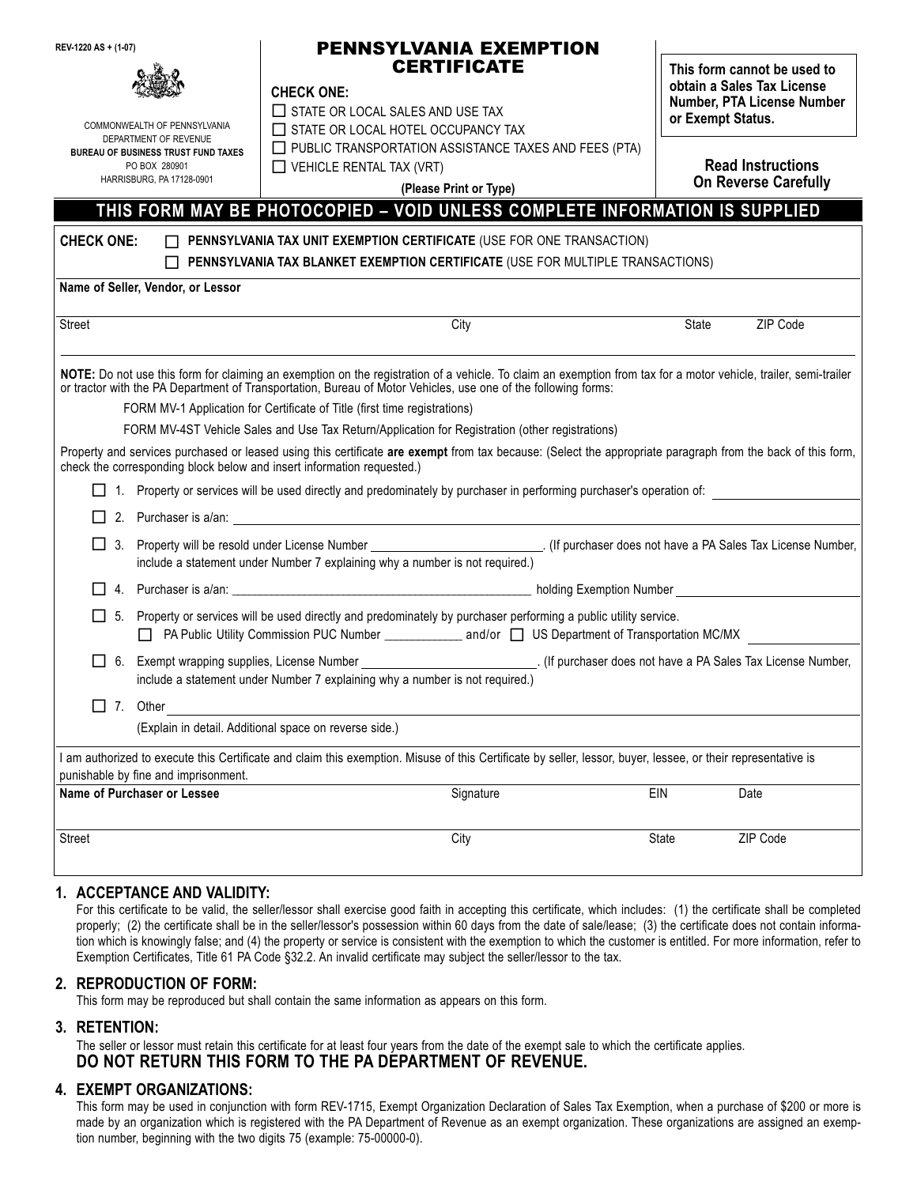REV-1220 AS + (1-07)

COMMONWEALTH OF PENNSYLVANIA
DEPARTMENT OF REVENUE
**BUREAU OF BUSINESS TRUST FUND TAXES**
PO BOX 280901
HARRISBURG, PA 17128-0901

# PENNSYLVANIA EXEMPTION CERTIFICATE

**CHECK ONE:**

- ☐ STATE OR LOCAL SALES AND USE TAX
- ☐ STATE OR LOCAL HOTEL OCCUPANCY TAX
- ☐ PUBLIC TRANSPORTATION ASSISTANCE TAXES AND FEES (PTA)
- ☐ VEHICLE RENTAL TAX (VRT)

**(Please Print or Type)**

**This form cannot be used to obtain a Sales Tax License Number, PTA License Number or Exempt Status.**

**Read Instructions On Reverse Carefully**

## THIS FORM MAY BE PHOTOCOPIED – VOID UNLESS COMPLETE INFORMATION IS SUPPLIED

**CHECK ONE:**
- ☐ **PENNSYLVANIA TAX UNIT EXEMPTION CERTIFICATE** (USE FOR ONE TRANSACTION)
- ☐ **PENNSYLVANIA TAX BLANKET EXEMPTION CERTIFICATE** (USE FOR MULTIPLE TRANSACTIONS)

**Name of Seller, Vendor, or Lessor**

| Street | City | State | ZIP Code |
|---|---|---|---|
| | | | |

**NOTE:** Do not use this form for claiming an exemption on the registration of a vehicle. To claim an exemption from tax for a motor vehicle, trailer, semi-trailer or tractor with the PA Department of Transportation, Bureau of Motor Vehicles, use one of the following forms:

FORM MV-1 Application for Certificate of Title (first time registrations)

FORM MV-4ST Vehicle Sales and Use Tax Return/Application for Registration (other registrations)

Property and services purchased or leased using this certificate **are exempt** from tax because: (Select the appropriate paragraph from the back of this form, check the corresponding block below and insert information requested.)

- ☐ 1. Property or services will be used directly and predominately by purchaser in performing purchaser's operation of: ____________
- ☐ 2. Purchaser is a/an: ____________
- ☐ 3. Property will be resold under License Number ____________. (If purchaser does not have a PA Sales Tax License Number, include a statement under Number 7 explaining why a number is not required.)
- ☐ 4. Purchaser is a/an: ____________ holding Exemption Number ____________
- ☐ 5. Property or services will be used directly and predominately by purchaser performing a public utility service.
  ☐ PA Public Utility Commission PUC Number ____________ and/or ☐ US Department of Transportation MC/MX ____________
- ☐ 6. Exempt wrapping supplies, License Number ____________. (If purchaser does not have a PA Sales Tax License Number, include a statement under Number 7 explaining why a number is not required.)
- ☐ 7. Other ____________
  (Explain in detail. Additional space on reverse side.)

I am authorized to execute this Certificate and claim this exemption. Misuse of this Certificate by seller, lessor, buyer, lessee, or their representative is punishable by fine and imprisonment.

| **Name of Purchaser or Lessee** | Signature | EIN | Date |
|---|---|---|---|
| | | | |

| Street | City | State | ZIP Code |
|---|---|---|---|
| | | | |

### 1. ACCEPTANCE AND VALIDITY:

For this certificate to be valid, the seller/lessor shall exercise good faith in accepting this certificate, which includes: (1) the certificate shall be completed properly; (2) the certificate shall be in the seller/lessor's possession within 60 days from the date of sale/lease; (3) the certificate does not contain information which is knowingly false; and (4) the property or service is consistent with the exemption to which the customer is entitled. For more information, refer to Exemption Certificates, Title 61 PA Code §32.2. An invalid certificate may subject the seller/lessor to the tax.

### 2. REPRODUCTION OF FORM:

This form may be reproduced but shall contain the same information as appears on this form.

### 3. RETENTION:

The seller or lessor must retain this certificate for at least four years from the date of the exempt sale to which the certificate applies.

**DO NOT RETURN THIS FORM TO THE PA DEPARTMENT OF REVENUE.**

### 4. EXEMPT ORGANIZATIONS:

This form may be used in conjunction with form REV-1715, Exempt Organization Declaration of Sales Tax Exemption, when a purchase of $200 or more is made by an organization which is registered with the PA Department of Revenue as an exempt organization. These organizations are assigned an exemption number, beginning with the two digits 75 (example: 75-00000-0).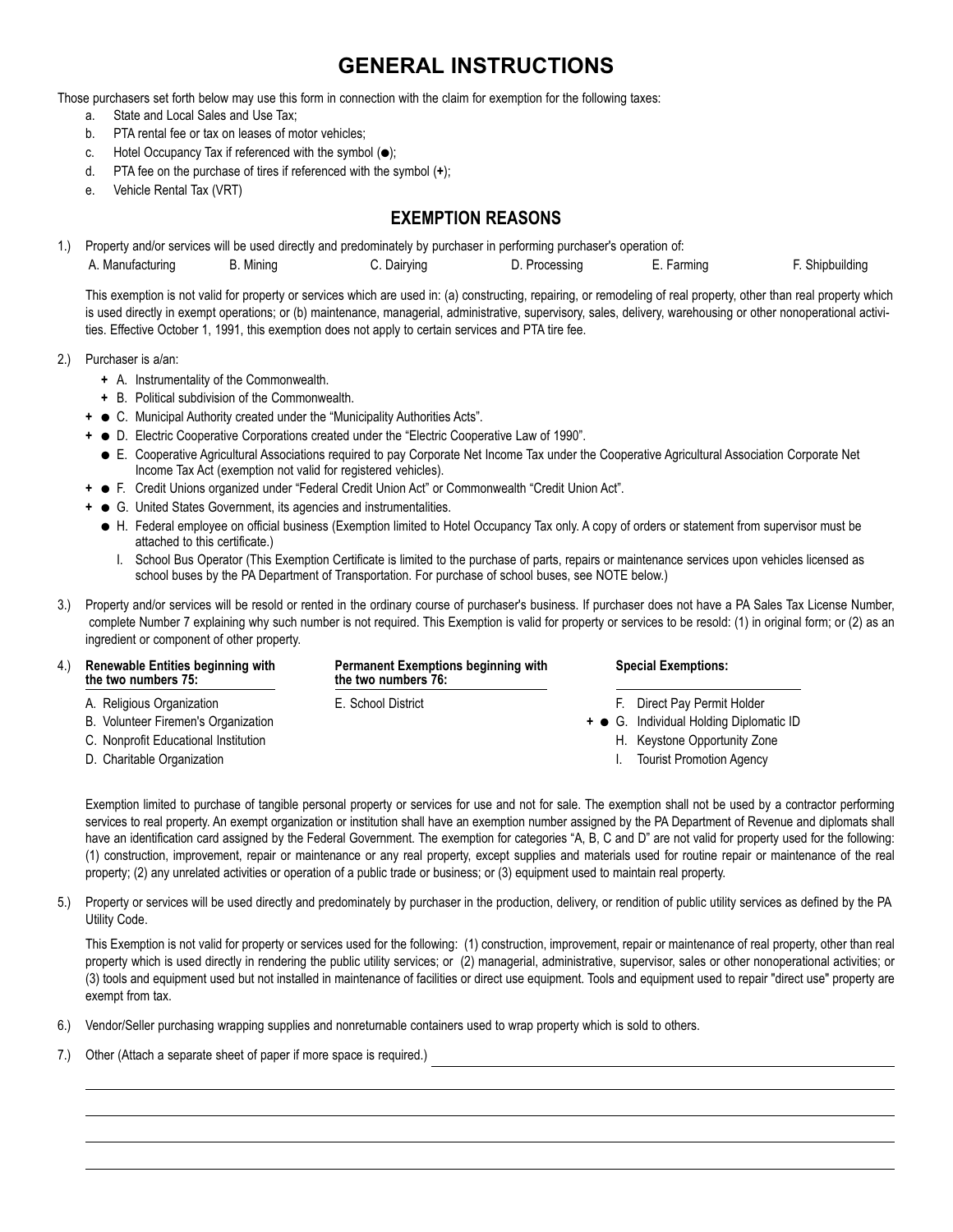# GENERAL INSTRUCTIONS

Those purchasers set forth below may use this form in connection with the claim for exemption for the following taxes:

a. State and Local Sales and Use Tax;
b. PTA rental fee or tax on leases of motor vehicles;
c. Hotel Occupancy Tax if referenced with the symbol (●);
d. PTA fee on the purchase of tires if referenced with the symbol (+);
e. Vehicle Rental Tax (VRT)

## EXEMPTION REASONS

1.) Property and/or services will be used directly and predominately by purchaser in performing purchaser's operation of:

A. Manufacturing B. Mining C. Dairying D. Processing E. Farming F. Shipbuilding

This exemption is not valid for property or services which are used in: (a) constructing, repairing, or remodeling of real property, other than real property which is used directly in exempt operations; or (b) maintenance, managerial, administrative, supervisory, sales, delivery, warehousing or other nonoperational activities. Effective October 1, 1991, this exemption does not apply to certain services and PTA tire fee.

2.) Purchaser is a/an:

+ A. Instrumentality of the Commonwealth.
+ B. Political subdivision of the Commonwealth.
+ ● C. Municipal Authority created under the "Municipality Authorities Acts".
+ ● D. Electric Cooperative Corporations created under the "Electric Cooperative Law of 1990".
● E. Cooperative Agricultural Associations required to pay Corporate Net Income Tax under the Cooperative Agricultural Association Corporate Net Income Tax Act (exemption not valid for registered vehicles).
+ ● F. Credit Unions organized under "Federal Credit Union Act" or Commonwealth "Credit Union Act".
+ ● G. United States Government, its agencies and instrumentalities.
● H. Federal employee on official business (Exemption limited to Hotel Occupancy Tax only. A copy of orders or statement from supervisor must be attached to this certificate.)
I. School Bus Operator (This Exemption Certificate is limited to the purchase of parts, repairs or maintenance services upon vehicles licensed as school buses by the PA Department of Transportation. For purchase of school buses, see NOTE below.)

3.) Property and/or services will be resold or rented in the ordinary course of purchaser's business. If purchaser does not have a PA Sales Tax License Number, complete Number 7 explaining why such number is not required. This Exemption is valid for property or services to be resold: (1) in original form; or (2) as an ingredient or component of other property.

4.)

| Renewable Entities beginning with the two numbers 75: | Permanent Exemptions beginning with the two numbers 76: | Special Exemptions: |
|---|---|---|
| A. Religious Organization | E. School District | F. Direct Pay Permit Holder |
| B. Volunteer Firemen's Organization | | + ● G. Individual Holding Diplomatic ID |
| C. Nonprofit Educational Institution | | H. Keystone Opportunity Zone |
| D. Charitable Organization | | I. Tourist Promotion Agency |

Exemption limited to purchase of tangible personal property or services for use and not for sale. The exemption shall not be used by a contractor performing services to real property. An exempt organization or institution shall have an exemption number assigned by the PA Department of Revenue and diplomats shall have an identification card assigned by the Federal Government. The exemption for categories "A, B, C and D" are not valid for property used for the following: (1) construction, improvement, repair or maintenance or any real property, except supplies and materials used for routine repair or maintenance of the real property; (2) any unrelated activities or operation of a public trade or business; or (3) equipment used to maintain real property.

5.) Property or services will be used directly and predominately by purchaser in the production, delivery, or rendition of public utility services as defined by the PA Utility Code.

This Exemption is not valid for property or services used for the following: (1) construction, improvement, repair or maintenance of real property, other than real property which is used directly in rendering the public utility services; or (2) managerial, administrative, supervisor, sales or other nonoperational activities; or (3) tools and equipment used but not installed in maintenance of facilities or direct use equipment. Tools and equipment used to repair "direct use" property are exempt from tax.

6.) Vendor/Seller purchasing wrapping supplies and nonreturnable containers used to wrap property which is sold to others.

7.) Other (Attach a separate sheet of paper if more space is required.) ______________________________

______________________________

______________________________

______________________________

______________________________